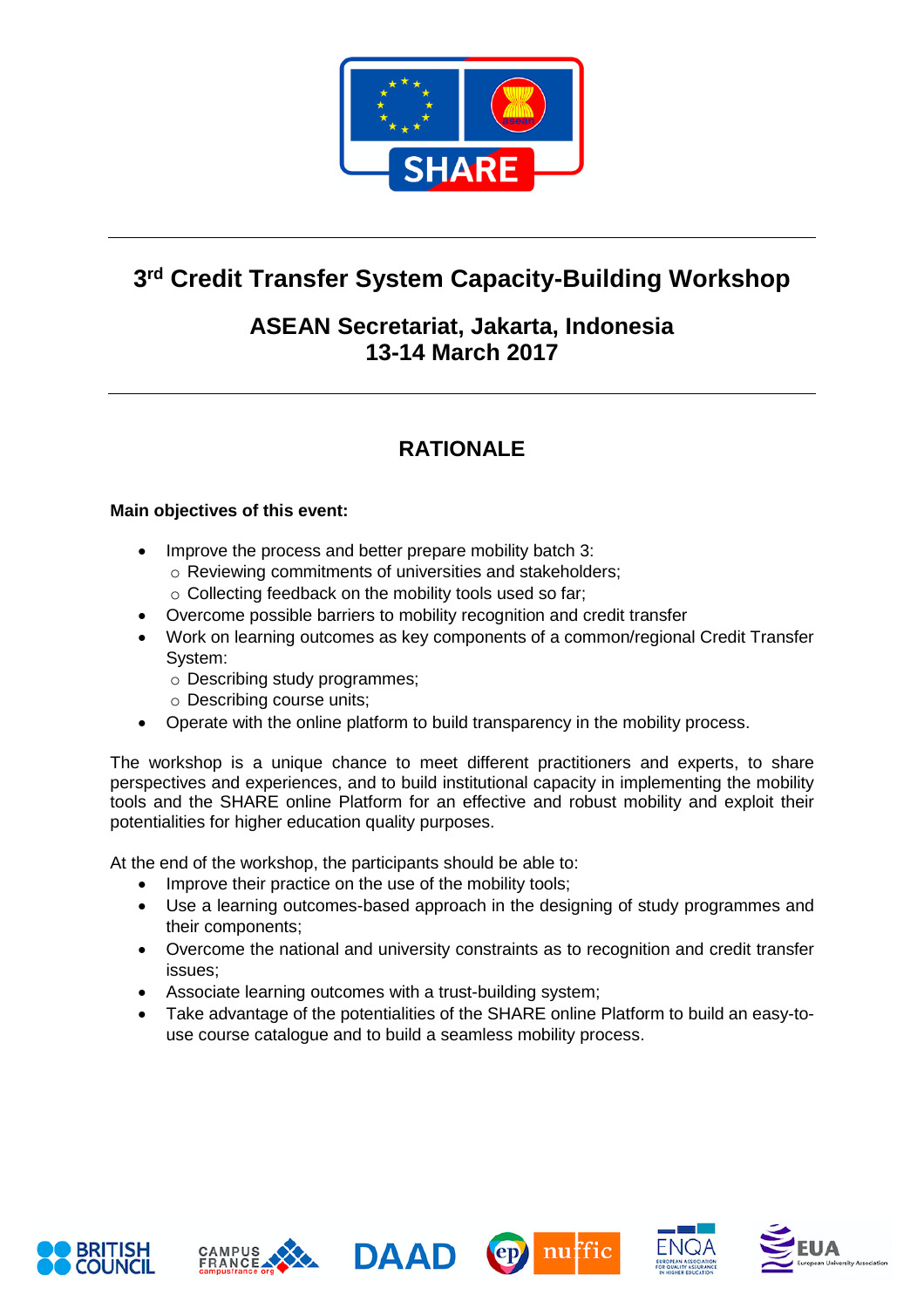# 3rd Credit Transfer System Capacity-Building Workshop

## ASEAN Secretariat, Jakarta, Indonesia
## 13-14 March 2017

## RATIONALE

**Main objectives of this event:**

- Improve the process and better prepare mobility batch 3:
  - Reviewing commitments of universities and stakeholders;
  - Collecting feedback on the mobility tools used so far;
- Overcome possible barriers to mobility recognition and credit transfer
- Work on learning outcomes as key components of a common/regional Credit Transfer System:
  - Describing study programmes;
  - Describing course units;
- Operate with the online platform to build transparency in the mobility process.

The workshop is a unique chance to meet different practitioners and experts, to share perspectives and experiences, and to build institutional capacity in implementing the mobility tools and the SHARE online Platform for an effective and robust mobility and exploit their potentialities for higher education quality purposes.

At the end of the workshop, the participants should be able to:

- Improve their practice on the use of the mobility tools;
- Use a learning outcomes-based approach in the designing of study programmes and their components;
- Overcome the national and university constraints as to recognition and credit transfer issues;
- Associate learning outcomes with a trust-building system;
- Take advantage of the potentialities of the SHARE online Platform to build an easy-to-use course catalogue and to build a seamless mobility process.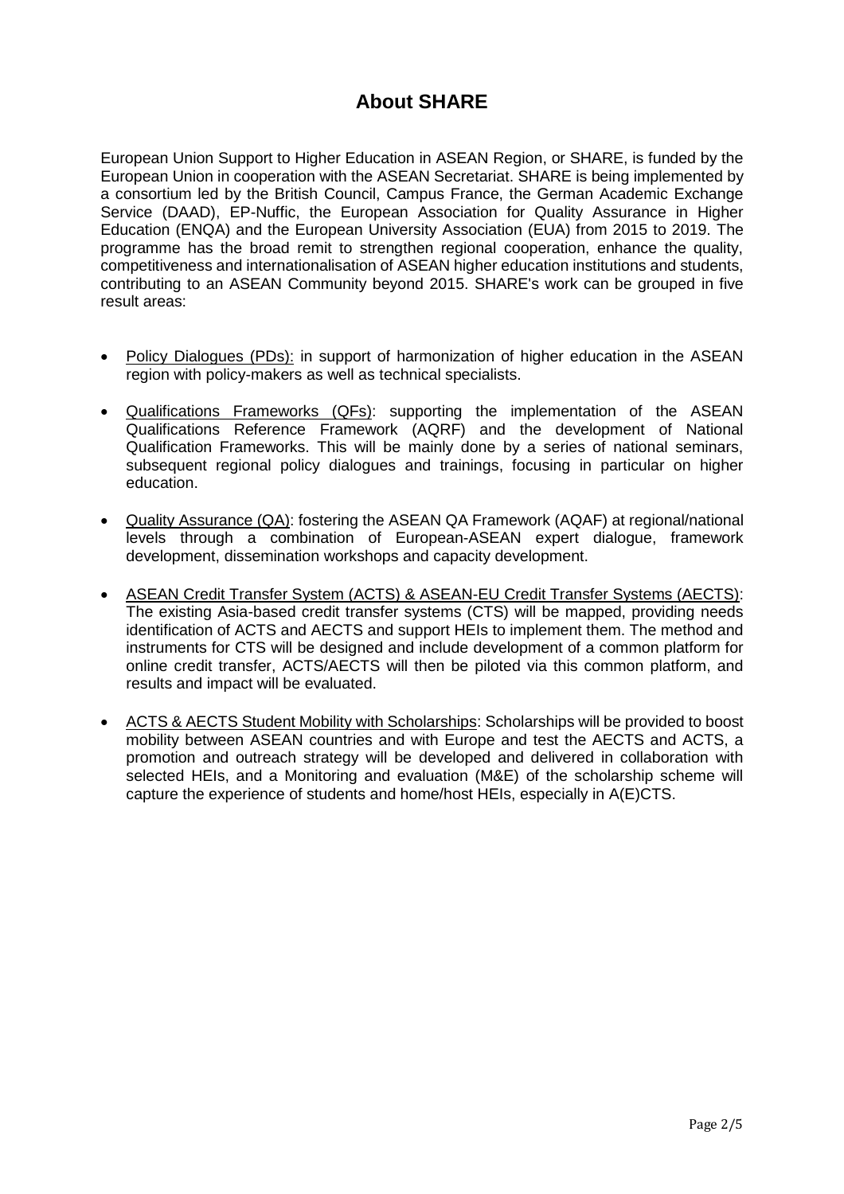# About SHARE

European Union Support to Higher Education in ASEAN Region, or SHARE, is funded by the European Union in cooperation with the ASEAN Secretariat. SHARE is being implemented by a consortium led by the British Council, Campus France, the German Academic Exchange Service (DAAD), EP-Nuffic, the European Association for Quality Assurance in Higher Education (ENQA) and the European University Association (EUA) from 2015 to 2019. The programme has the broad remit to strengthen regional cooperation, enhance the quality, competitiveness and internationalisation of ASEAN higher education institutions and students, contributing to an ASEAN Community beyond 2015. SHARE's work can be grouped in five result areas:

- Policy Dialogues (PDs): in support of harmonization of higher education in the ASEAN region with policy-makers as well as technical specialists.
- Qualifications Frameworks (QFs): supporting the implementation of the ASEAN Qualifications Reference Framework (AQRF) and the development of National Qualification Frameworks. This will be mainly done by a series of national seminars, subsequent regional policy dialogues and trainings, focusing in particular on higher education.
- Quality Assurance (QA): fostering the ASEAN QA Framework (AQAF) at regional/national levels through a combination of European-ASEAN expert dialogue, framework development, dissemination workshops and capacity development.
- ASEAN Credit Transfer System (ACTS) & ASEAN-EU Credit Transfer Systems (AECTS): The existing Asia-based credit transfer systems (CTS) will be mapped, providing needs identification of ACTS and AECTS and support HEIs to implement them. The method and instruments for CTS will be designed and include development of a common platform for online credit transfer, ACTS/AECTS will then be piloted via this common platform, and results and impact will be evaluated.
- ACTS & AECTS Student Mobility with Scholarships: Scholarships will be provided to boost mobility between ASEAN countries and with Europe and test the AECTS and ACTS, a promotion and outreach strategy will be developed and delivered in collaboration with selected HEIs, and a Monitoring and evaluation (M&E) of the scholarship scheme will capture the experience of students and home/host HEIs, especially in A(E)CTS.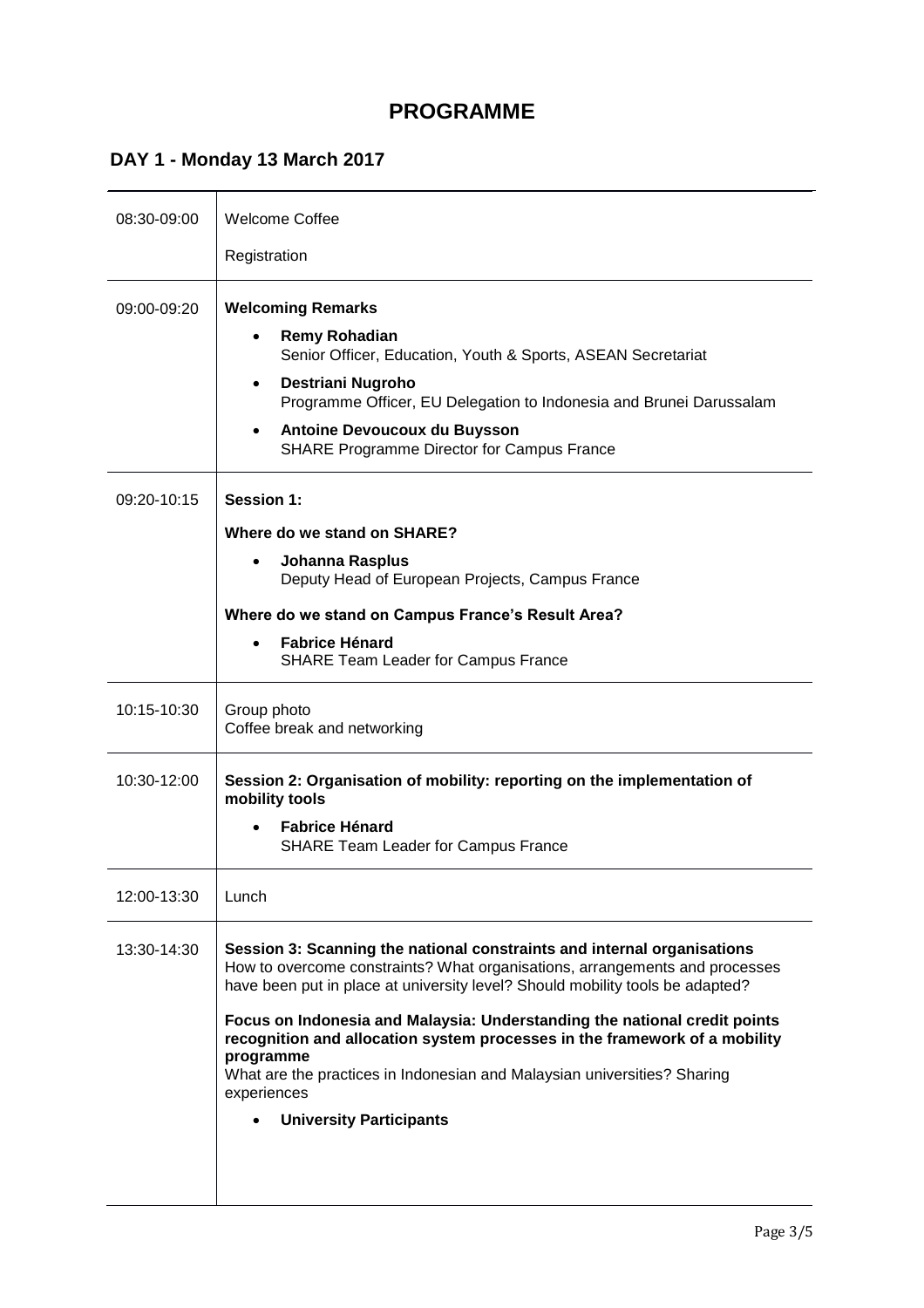# PROGRAMME

## DAY 1 - Monday 13 March 2017

| | |
|---|---|
| 08:30-09:00 | Welcome Coffee<br><br>Registration |
| 09:00-09:20 | **Welcoming Remarks**<br>• **Remy Rohadian**<br>Senior Officer, Education, Youth & Sports, ASEAN Secretariat<br>• **Destriani Nugroho**<br>Programme Officer, EU Delegation to Indonesia and Brunei Darussalam<br>• **Antoine Devoucoux du Buysson**<br>SHARE Programme Director for Campus France |
| 09:20-10:15 | **Session 1:**<br><br>**Where do we stand on SHARE?**<br>• **Johanna Rasplus**<br>Deputy Head of European Projects, Campus France<br><br>**Where do we stand on Campus France's Result Area?**<br>• **Fabrice Hénard**<br>SHARE Team Leader for Campus France |
| 10:15-10:30 | Group photo<br>Coffee break and networking |
| 10:30-12:00 | **Session 2: Organisation of mobility: reporting on the implementation of mobility tools**<br>• **Fabrice Hénard**<br>SHARE Team Leader for Campus France |
| 12:00-13:30 | Lunch |
| 13:30-14:30 | **Session 3: Scanning the national constraints and internal organisations**<br>How to overcome constraints? What organisations, arrangements and processes have been put in place at university level? Should mobility tools be adapted?<br><br>**Focus on Indonesia and Malaysia: Understanding the national credit points recognition and allocation system processes in the framework of a mobility programme**<br>What are the practices in Indonesian and Malaysian universities? Sharing experiences<br>• **University Participants** |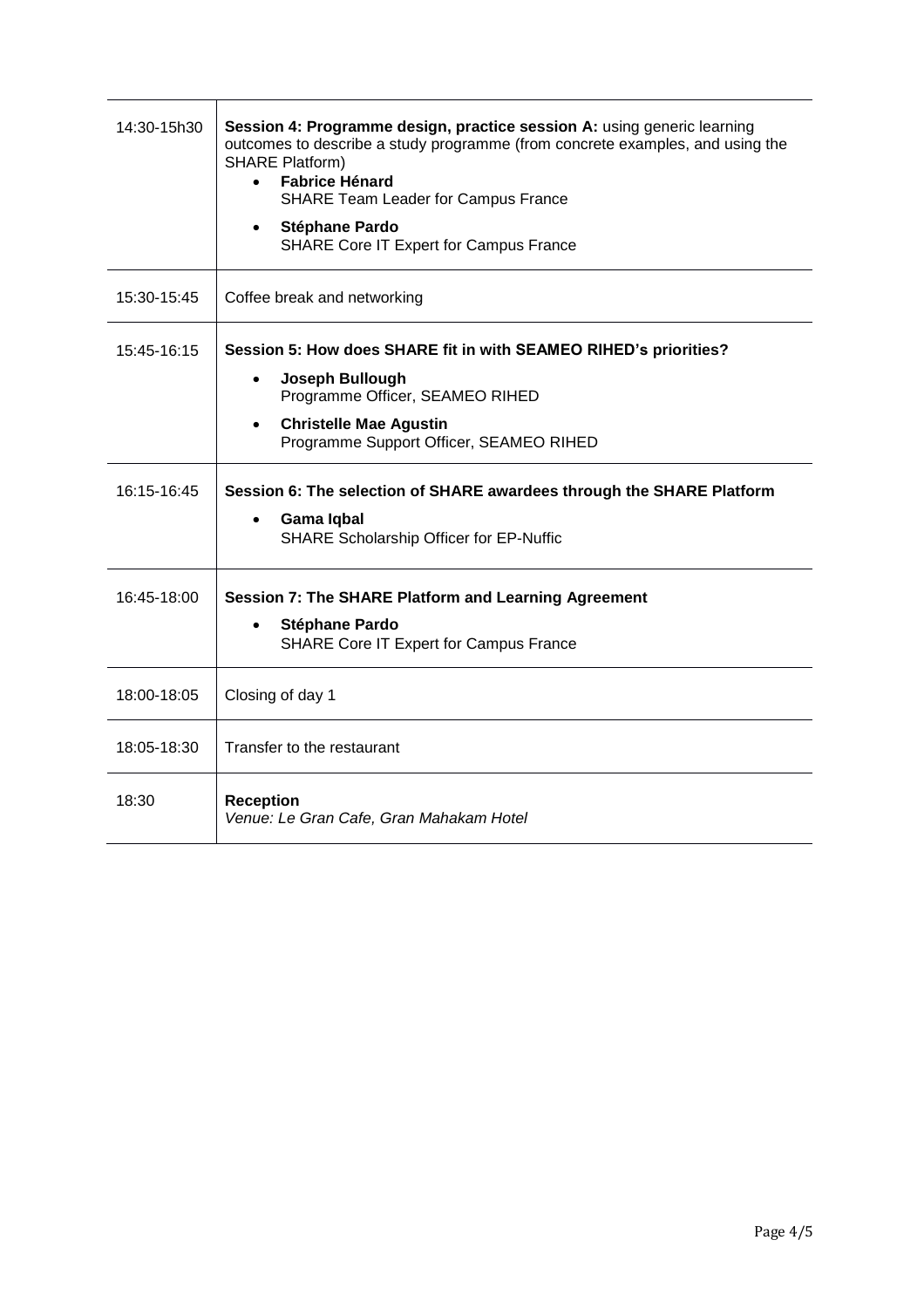| | |
|---|---|
| 14:30-15h30 | **Session 4: Programme design, practice session A:** using generic learning outcomes to describe a study programme (from concrete examples, and using the SHARE Platform)<br>• **Fabrice Hénard**<br>SHARE Team Leader for Campus France<br>• **Stéphane Pardo**<br>SHARE Core IT Expert for Campus France |
| 15:30-15:45 | Coffee break and networking |
| 15:45-16:15 | **Session 5: How does SHARE fit in with SEAMEO RIHED's priorities?**<br>• **Joseph Bullough**<br>Programme Officer, SEAMEO RIHED<br>• **Christelle Mae Agustin**<br>Programme Support Officer, SEAMEO RIHED |
| 16:15-16:45 | **Session 6: The selection of SHARE awardees through the SHARE Platform**<br>• **Gama Iqbal**<br>SHARE Scholarship Officer for EP-Nuffic |
| 16:45-18:00 | **Session 7: The SHARE Platform and Learning Agreement**<br>• **Stéphane Pardo**<br>SHARE Core IT Expert for Campus France |
| 18:00-18:05 | Closing of day 1 |
| 18:05-18:30 | Transfer to the restaurant |
| 18:30 | **Reception**<br>*Venue: Le Gran Cafe, Gran Mahakam Hotel* |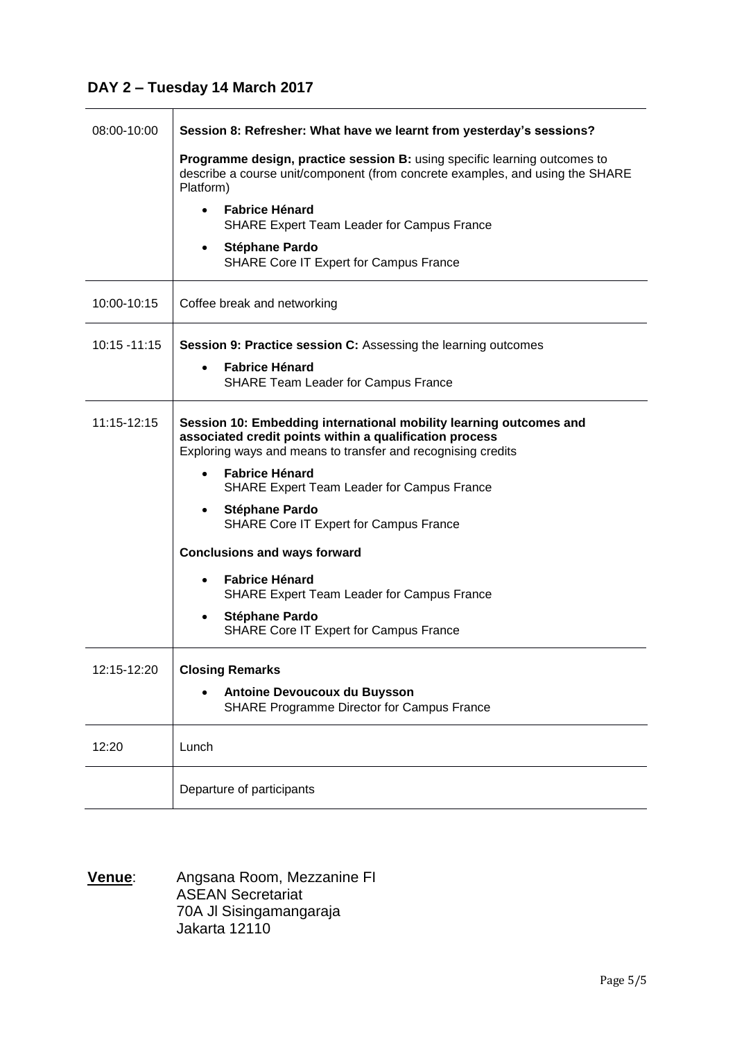## DAY 2 – Tuesday 14 March 2017

| | |
|---|---|
| 08:00-10:00 | **Session 8: Refresher: What have we learnt from yesterday's sessions?**<br><br>**Programme design, practice session B:** using specific learning outcomes to describe a course unit/component (from concrete examples, and using the SHARE Platform)<br><br>• **Fabrice Hénard**<br>SHARE Expert Team Leader for Campus France<br>• **Stéphane Pardo**<br>SHARE Core IT Expert for Campus France |
| 10:00-10:15 | Coffee break and networking |
| 10:15 -11:15 | **Session 9: Practice session C:** Assessing the learning outcomes<br><br>• **Fabrice Hénard**<br>SHARE Team Leader for Campus France |
| 11:15-12:15 | **Session 10: Embedding international mobility learning outcomes and associated credit points within a qualification process**<br>Exploring ways and means to transfer and recognising credits<br><br>• **Fabrice Hénard**<br>SHARE Expert Team Leader for Campus France<br>• **Stéphane Pardo**<br>SHARE Core IT Expert for Campus France<br><br>**Conclusions and ways forward**<br><br>• **Fabrice Hénard**<br>SHARE Expert Team Leader for Campus France<br>• **Stéphane Pardo**<br>SHARE Core IT Expert for Campus France |
| 12:15-12:20 | **Closing Remarks**<br><br>• **Antoine Devoucoux du Buysson**<br>SHARE Programme Director for Campus France |
| 12:20 | Lunch |
| | Departure of participants |

**Venue**: Angsana Room, Mezzanine Fl
ASEAN Secretariat
70A Jl Sisingamangaraja
Jakarta 12110